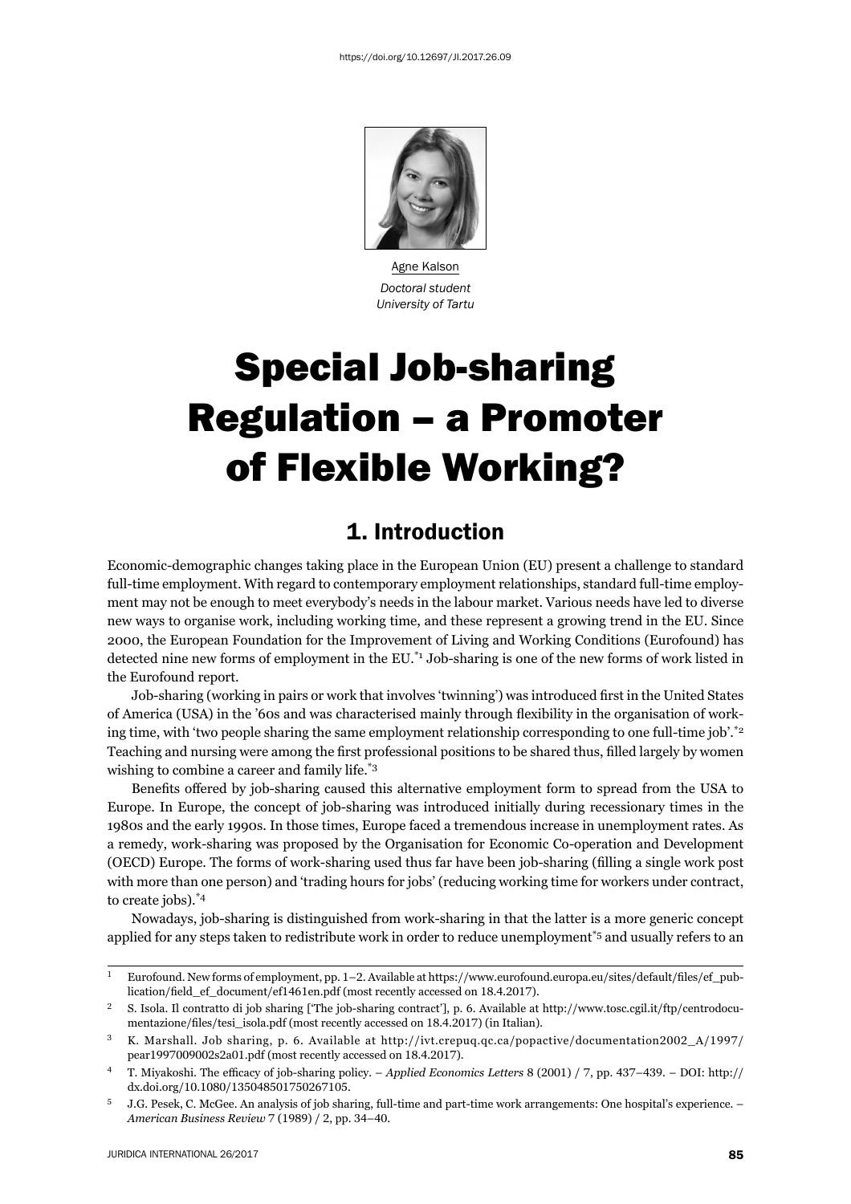Agne Kalson

*Doctoral student*
*University of Tartu*

# Special Job-sharing Regulation – a Promoter of Flexible Working?

## 1. Introduction

Economic-demographic changes taking place in the European Union (EU) present a challenge to standard full-time employment. With regard to contemporary employment relationships, standard full-time employment may not be enough to meet everybody's needs in the labour market. Various needs have led to diverse new ways to organise work, including working time, and these represent a growing trend in the EU. Since 2000, the European Foundation for the Improvement of Living and Working Conditions (Eurofound) has detected nine new forms of employment in the EU.[*1] Job-sharing is one of the new forms of work listed in the Eurofound report.

Job-sharing (working in pairs or work that involves 'twinning') was introduced first in the United States of America (USA) in the '60s and was characterised mainly through flexibility in the organisation of working time, with 'two people sharing the same employment relationship corresponding to one full-time job'.[*2] Teaching and nursing were among the first professional positions to be shared thus, filled largely by women wishing to combine a career and family life.[*3]

Benefits offered by job-sharing caused this alternative employment form to spread from the USA to Europe. In Europe, the concept of job-sharing was introduced initially during recessionary times in the 1980s and the early 1990s. In those times, Europe faced a tremendous increase in unemployment rates. As a remedy, work-sharing was proposed by the Organisation for Economic Co-operation and Development (OECD) Europe. The forms of work-sharing used thus far have been job-sharing (filling a single work post with more than one person) and 'trading hours for jobs' (reducing working time for workers under contract, to create jobs).[*4]

Nowadays, job-sharing is distinguished from work-sharing in that the latter is a more generic concept applied for any steps taken to redistribute work in order to reduce unemployment[*5] and usually refers to an

---

1 Eurofound. New forms of employment, pp. 1–2. Available at https://www.eurofound.europa.eu/sites/default/files/ef_publication/field_ef_document/ef1461en.pdf (most recently accessed on 18.4.2017).

2 S. Isola. Il contratto di job sharing ['The job-sharing contract'], p. 6. Available at http://www.tosc.cgil.it/ftp/centrodocumentazione/files/tesi_isola.pdf (most recently accessed on 18.4.2017) (in Italian).

3 K. Marshall. Job sharing, p. 6. Available at http://ivt.crepuq.qc.ca/popactive/documentation2002_A/1997/pear1997009002s2a01.pdf (most recently accessed on 18.4.2017).

4 T. Miyakoshi. The efficacy of job-sharing policy. – *Applied Economics Letters* 8 (2001) / 7, pp. 437–439. – DOI: http://dx.doi.org/10.1080/135048501750267105.

5 J.G. Pesek, C. McGee. An analysis of job sharing, full-time and part-time work arrangements: One hospital's experience. – *American Business Review* 7 (1989) / 2, pp. 34–40.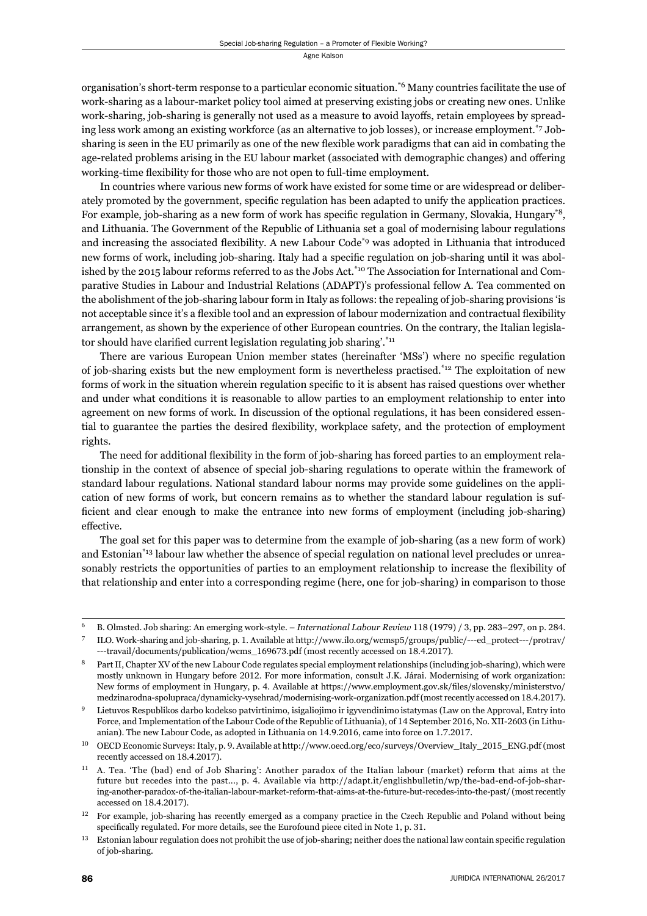organisation's short-term response to a particular economic situation.[6] Many countries facilitate the use of work-sharing as a labour-market policy tool aimed at preserving existing jobs or creating new ones. Unlike work-sharing, job-sharing is generally not used as a measure to avoid layoffs, retain employees by spreading less work among an existing workforce (as an alternative to job losses), or increase employment.[7] Job-sharing is seen in the EU primarily as one of the new flexible work paradigms that can aid in combating the age-related problems arising in the EU labour market (associated with demographic changes) and offering working-time flexibility for those who are not open to full-time employment.

In countries where various new forms of work have existed for some time or are widespread or deliberately promoted by the government, specific regulation has been adapted to unify the application practices. For example, job-sharing as a new form of work has specific regulation in Germany, Slovakia, Hungary[8], and Lithuania. The Government of the Republic of Lithuania set a goal of modernising labour regulations and increasing the associated flexibility. A new Labour Code[9] was adopted in Lithuania that introduced new forms of work, including job-sharing. Italy had a specific regulation on job-sharing until it was abolished by the 2015 labour reforms referred to as the Jobs Act.[10] The Association for International and Comparative Studies in Labour and Industrial Relations (ADAPT)'s professional fellow A. Tea commented on the abolishment of the job-sharing labour form in Italy as follows: the repealing of job-sharing provisions 'is not acceptable since it's a flexible tool and an expression of labour modernization and contractual flexibility arrangement, as shown by the experience of other European countries. On the contrary, the Italian legislator should have clarified current legislation regulating job sharing'.[11]

There are various European Union member states (hereinafter 'MSs') where no specific regulation of job-sharing exists but the new employment form is nevertheless practised.[12] The exploitation of new forms of work in the situation wherein regulation specific to it is absent has raised questions over whether and under what conditions it is reasonable to allow parties to an employment relationship to enter into agreement on new forms of work. In discussion of the optional regulations, it has been considered essential to guarantee the parties the desired flexibility, workplace safety, and the protection of employment rights.

The need for additional flexibility in the form of job-sharing has forced parties to an employment relationship in the context of absence of special job-sharing regulations to operate within the framework of standard labour regulations. National standard labour norms may provide some guidelines on the application of new forms of work, but concern remains as to whether the standard labour regulation is sufficient and clear enough to make the entrance into new forms of employment (including job-sharing) effective.

The goal set for this paper was to determine from the example of job-sharing (as a new form of work) and Estonian[13] labour law whether the absence of special regulation on national level precludes or unreasonably restricts the opportunities of parties to an employment relationship to increase the flexibility of that relationship and enter into a corresponding regime (here, one for job-sharing) in comparison to those

---

[6] B. Olmsted. Job sharing: An emerging work-style. – *International Labour Review* 118 (1979) / 3, pp. 283–297, on p. 284.

[7] ILO. Work-sharing and job-sharing, p. 1. Available at http://www.ilo.org/wcmsp5/groups/public/---ed_protect---/protrav/---travail/documents/publication/wcms_169673.pdf (most recently accessed on 18.4.2017).

[8] Part II, Chapter XV of the new Labour Code regulates special employment relationships (including job-sharing), which were mostly unknown in Hungary before 2012. For more information, consult J.K. Járai. Modernising of work organization: New forms of employment in Hungary, p. 4. Available at https://www.employment.gov.sk/files/slovensky/ministerstvo/medzinarodna-spolupraca/dynamicky-vysehrad/modernising-work-organization.pdf (most recently accessed on 18.4.2017).

[9] Lietuvos Respublikos darbo kodekso patvirtinimo, isigaliojimo ir igyvendinimo istatymas (Law on the Approval, Entry into Force, and Implementation of the Labour Code of the Republic of Lithuania), of 14 September 2016, No. XII-2603 (in Lithuanian). The new Labour Code, as adopted in Lithuania on 14.9.2016, came into force on 1.7.2017.

[10] OECD Economic Surveys: Italy, p. 9. Available at http://www.oecd.org/eco/surveys/Overview_Italy_2015_ENG.pdf (most recently accessed on 18.4.2017).

[11] A. Tea. 'The (bad) end of Job Sharing': Another paradox of the Italian labour (market) reform that aims at the future but recedes into the past..., p. 4. Available via http://adapt.it/englishbulletin/wp/the-bad-end-of-job-sharing-another-paradox-of-the-italian-labour-market-reform-that-aims-at-the-future-but-recedes-into-the-past/ (most recently accessed on 18.4.2017).

[12] For example, job-sharing has recently emerged as a company practice in the Czech Republic and Poland without being specifically regulated. For more details, see the Eurofound piece cited in Note 1, p. 31.

[13] Estonian labour regulation does not prohibit the use of job-sharing; neither does the national law contain specific regulation of job-sharing.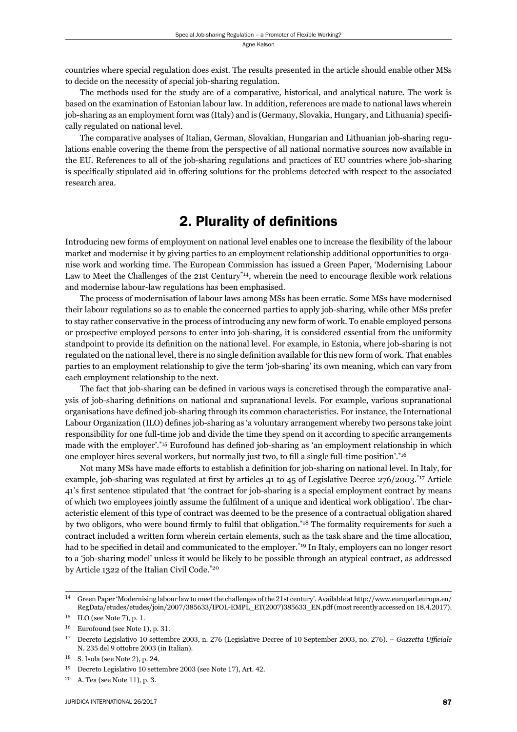countries where special regulation does exist. The results presented in the article should enable other MSs to decide on the necessity of special job-sharing regulation.

The methods used for the study are of a comparative, historical, and analytical nature. The work is based on the examination of Estonian labour law. In addition, references are made to national laws wherein job-sharing as an employment form was (Italy) and is (Germany, Slovakia, Hungary, and Lithuania) specifically regulated on national level.

The comparative analyses of Italian, German, Slovakian, Hungarian and Lithuanian job-sharing regulations enable covering the theme from the perspective of all national normative sources now available in the EU. References to all of the job-sharing regulations and practices of EU countries where job-sharing is specifically stipulated aid in offering solutions for the problems detected with respect to the associated research area.

## 2. Plurality of definitions

Introducing new forms of employment on national level enables one to increase the flexibility of the labour market and modernise it by giving parties to an employment relationship additional opportunities to organise work and working time. The European Commission has issued a Green Paper, 'Modernising Labour Law to Meet the Challenges of the 21st Century'[*14], wherein the need to encourage flexible work relations and modernise labour-law regulations has been emphasised.

The process of modernisation of labour laws among MSs has been erratic. Some MSs have modernised their labour regulations so as to enable the concerned parties to apply job-sharing, while other MSs prefer to stay rather conservative in the process of introducing any new form of work. To enable employed persons or prospective employed persons to enter into job-sharing, it is considered essential from the uniformity standpoint to provide its definition on the national level. For example, in Estonia, where job-sharing is not regulated on the national level, there is no single definition available for this new form of work. That enables parties to an employment relationship to give the term 'job-sharing' its own meaning, which can vary from each employment relationship to the next.

The fact that job-sharing can be defined in various ways is concretised through the comparative analysis of job-sharing definitions on national and supranational levels. For example, various supranational organisations have defined job-sharing through its common characteristics. For instance, the International Labour Organization (ILO) defines job-sharing as 'a voluntary arrangement whereby two persons take joint responsibility for one full-time job and divide the time they spend on it according to specific arrangements made with the employer'.[*15] Eurofound has defined job-sharing as 'an employment relationship in which one employer hires several workers, but normally just two, to fill a single full-time position'.[*16]

Not many MSs have made efforts to establish a definition for job-sharing on national level. In Italy, for example, job-sharing was regulated at first by articles 41 to 45 of Legislative Decree 276/2003.[*17] Article 41's first sentence stipulated that 'the contract for job-sharing is a special employment contract by means of which two employees jointly assume the fulfilment of a unique and identical work obligation'. The characteristic element of this type of contract was deemed to be the presence of a contractual obligation shared by two obligors, who were bound firmly to fulfil that obligation.[*18] The formality requirements for such a contract included a written form wherein certain elements, such as the task share and the time allocation, had to be specified in detail and communicated to the employer.[*19] In Italy, employers can no longer resort to a 'job-sharing model' unless it would be likely to be possible through an atypical contract, as addressed by Article 1322 of the Italian Civil Code.[*20]

---

[14] Green Paper 'Modernising labour law to meet the challenges of the 21st century'. Available at http://www.europarl.europa.eu/RegData/etudes/etudes/join/2007/385633/IPOL-EMPL_ET(2007)385633_EN.pdf (most recently accessed on 18.4.2017).

[15] ILO (see Note 7), p. 1.

[16] Eurofound (see Note 1), p. 31.

[17] Decreto Legislativo 10 settembre 2003, n. 276 (Legislative Decree of 10 September 2003, no. 276). – *Gazzetta Ufficiale* N. 235 del 9 ottobre 2003 (in Italian).

[18] S. Isola (see Note 2), p. 24.

[19] Decreto Legislativo 10 settembre 2003 (see Note 17), Art. 42.

[20] A. Tea (see Note 11), p. 3.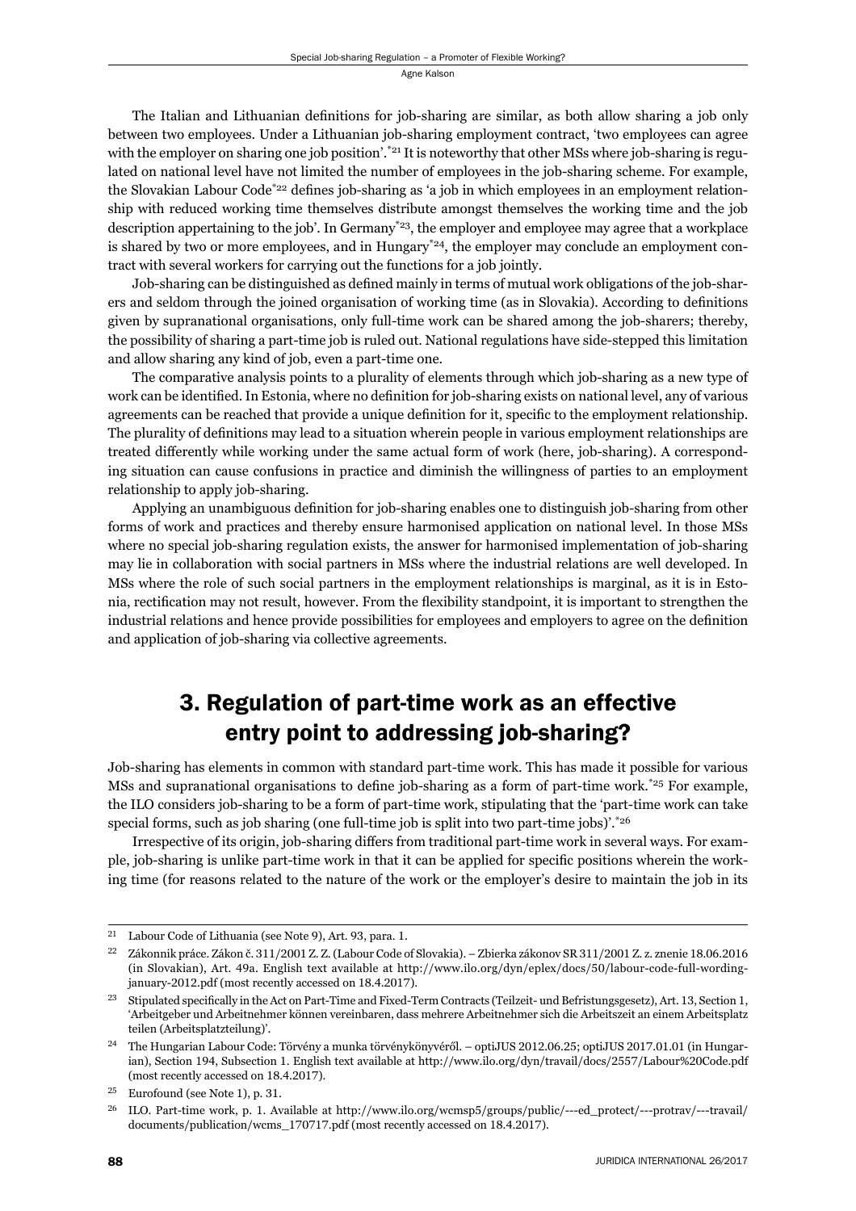The Italian and Lithuanian definitions for job-sharing are similar, as both allow sharing a job only between two employees. Under a Lithuanian job-sharing employment contract, 'two employees can agree with the employer on sharing one job position'.[*21] It is noteworthy that other MSs where job-sharing is regulated on national level have not limited the number of employees in the job-sharing scheme. For example, the Slovakian Labour Code[*22] defines job-sharing as 'a job in which employees in an employment relationship with reduced working time themselves distribute amongst themselves the working time and the job description appertaining to the job'. In Germany[*23], the employer and employee may agree that a workplace is shared by two or more employees, and in Hungary[*24], the employer may conclude an employment contract with several workers for carrying out the functions for a job jointly.

Job-sharing can be distinguished as defined mainly in terms of mutual work obligations of the job-sharers and seldom through the joined organisation of working time (as in Slovakia). According to definitions given by supranational organisations, only full-time work can be shared among the job-sharers; thereby, the possibility of sharing a part-time job is ruled out. National regulations have side-stepped this limitation and allow sharing any kind of job, even a part-time one.

The comparative analysis points to a plurality of elements through which job-sharing as a new type of work can be identified. In Estonia, where no definition for job-sharing exists on national level, any of various agreements can be reached that provide a unique definition for it, specific to the employment relationship. The plurality of definitions may lead to a situation wherein people in various employment relationships are treated differently while working under the same actual form of work (here, job-sharing). A corresponding situation can cause confusions in practice and diminish the willingness of parties to an employment relationship to apply job-sharing.

Applying an unambiguous definition for job-sharing enables one to distinguish job-sharing from other forms of work and practices and thereby ensure harmonised application on national level. In those MSs where no special job-sharing regulation exists, the answer for harmonised implementation of job-sharing may lie in collaboration with social partners in MSs where the industrial relations are well developed. In MSs where the role of such social partners in the employment relationships is marginal, as it is in Estonia, rectification may not result, however. From the flexibility standpoint, it is important to strengthen the industrial relations and hence provide possibilities for employees and employers to agree on the definition and application of job-sharing via collective agreements.

## 3. Regulation of part-time work as an effective entry point to addressing job-sharing?

Job-sharing has elements in common with standard part-time work. This has made it possible for various MSs and supranational organisations to define job-sharing as a form of part-time work.[*25] For example, the ILO considers job-sharing to be a form of part-time work, stipulating that the 'part-time work can take special forms, such as job sharing (one full-time job is split into two part-time jobs)'.[*26]

Irrespective of its origin, job-sharing differs from traditional part-time work in several ways. For example, job-sharing is unlike part-time work in that it can be applied for specific positions wherein the working time (for reasons related to the nature of the work or the employer's desire to maintain the job in its

---

[21] Labour Code of Lithuania (see Note 9), Art. 93, para. 1.

[22] Zákonník práce. Zákon č. 311/2001 Z. Z. (Labour Code of Slovakia). – Zbierka zákonov SR 311/2001 Z. z. znenie 18.06.2016 (in Slovakian), Art. 49a. English text available at http://www.ilo.org/dyn/eplex/docs/50/labour-code-full-wording-january-2012.pdf (most recently accessed on 18.4.2017).

[23] Stipulated specifically in the Act on Part-Time and Fixed-Term Contracts (Teilzeit- und Befristungsgesetz), Art. 13, Section 1, 'Arbeitgeber und Arbeitnehmer können vereinbaren, dass mehrere Arbeitnehmer sich die Arbeitszeit an einem Arbeitsplatz teilen (Arbeitsplatzteilung)'.

[24] The Hungarian Labour Code: Törvény a munka törvénykönyvéről. – optiJUS 2012.06.25; optiJUS 2017.01.01 (in Hungarian), Section 194, Subsection 1. English text available at http://www.ilo.org/dyn/travail/docs/2557/Labour%20Code.pdf (most recently accessed on 18.4.2017).

[25] Eurofound (see Note 1), p. 31.

[26] ILO. Part-time work, p. 1. Available at http://www.ilo.org/wcmsp5/groups/public/---ed_protect/---protrav/---travail/documents/publication/wcms_170717.pdf (most recently accessed on 18.4.2017).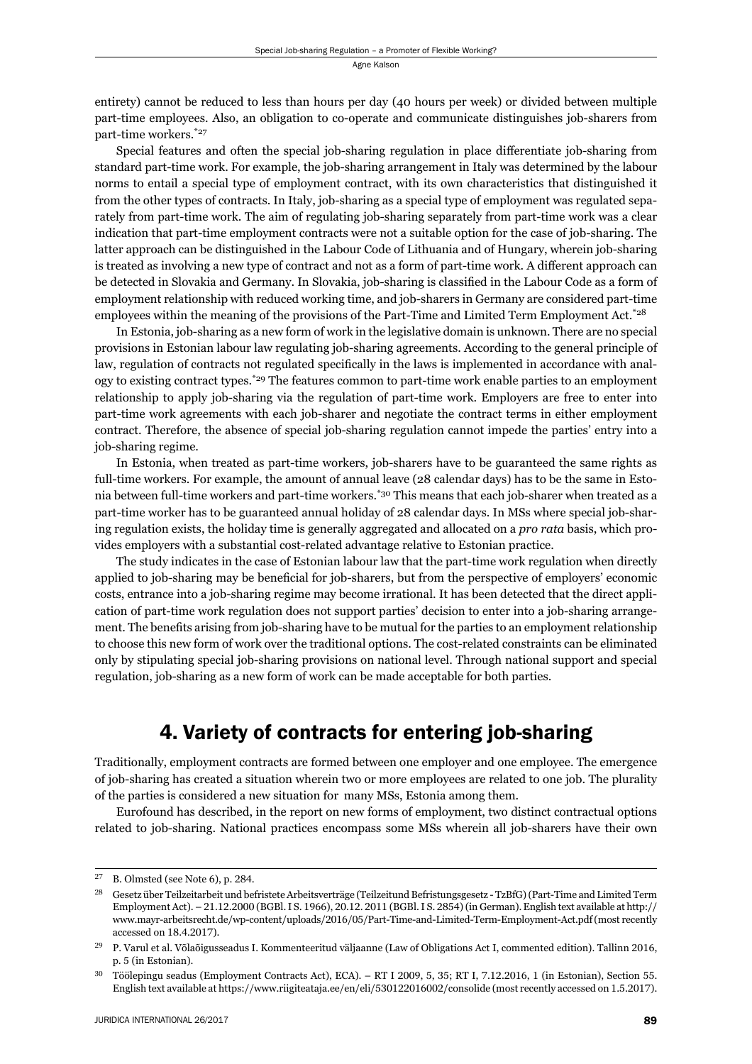entirety) cannot be reduced to less than hours per day (40 hours per week) or divided between multiple part-time employees. Also, an obligation to co-operate and communicate distinguishes job-sharers from part-time workers.[*27]

Special features and often the special job-sharing regulation in place differentiate job-sharing from standard part-time work. For example, the job-sharing arrangement in Italy was determined by the labour norms to entail a special type of employment contract, with its own characteristics that distinguished it from the other types of contracts. In Italy, job-sharing as a special type of employment was regulated separately from part-time work. The aim of regulating job-sharing separately from part-time work was a clear indication that part-time employment contracts were not a suitable option for the case of job-sharing. The latter approach can be distinguished in the Labour Code of Lithuania and of Hungary, wherein job-sharing is treated as involving a new type of contract and not as a form of part-time work. A different approach can be detected in Slovakia and Germany. In Slovakia, job-sharing is classified in the Labour Code as a form of employment relationship with reduced working time, and job-sharers in Germany are considered part-time employees within the meaning of the provisions of the Part-Time and Limited Term Employment Act.[*28]

In Estonia, job-sharing as a new form of work in the legislative domain is unknown. There are no special provisions in Estonian labour law regulating job-sharing agreements. According to the general principle of law, regulation of contracts not regulated specifically in the laws is implemented in accordance with analogy to existing contract types.[*29] The features common to part-time work enable parties to an employment relationship to apply job-sharing via the regulation of part-time work. Employers are free to enter into part-time work agreements with each job-sharer and negotiate the contract terms in either employment contract. Therefore, the absence of special job-sharing regulation cannot impede the parties' entry into a job-sharing regime.

In Estonia, when treated as part-time workers, job-sharers have to be guaranteed the same rights as full-time workers. For example, the amount of annual leave (28 calendar days) has to be the same in Estonia between full-time workers and part-time workers.[*30] This means that each job-sharer when treated as a part-time worker has to be guaranteed annual holiday of 28 calendar days. In MSs where special job-sharing regulation exists, the holiday time is generally aggregated and allocated on a *pro rata* basis, which provides employers with a substantial cost-related advantage relative to Estonian practice.

The study indicates in the case of Estonian labour law that the part-time work regulation when directly applied to job-sharing may be beneficial for job-sharers, but from the perspective of employers' economic costs, entrance into a job-sharing regime may become irrational. It has been detected that the direct application of part-time work regulation does not support parties' decision to enter into a job-sharing arrangement. The benefits arising from job-sharing have to be mutual for the parties to an employment relationship to choose this new form of work over the traditional options. The cost-related constraints can be eliminated only by stipulating special job-sharing provisions on national level. Through national support and special regulation, job-sharing as a new form of work can be made acceptable for both parties.

## 4. Variety of contracts for entering job-sharing

Traditionally, employment contracts are formed between one employer and one employee. The emergence of job-sharing has created a situation wherein two or more employees are related to one job. The plurality of the parties is considered a new situation for many MSs, Estonia among them.

Eurofound has described, in the report on new forms of employment, two distinct contractual options related to job-sharing. National practices encompass some MSs wherein all job-sharers have their own

---

[27] B. Olmsted (see Note 6), p. 284.

[28] Gesetz über Teilzeitarbeit und befristete Arbeitsverträge (Teilzeitund Befristungsgesetz - TzBfG) (Part-Time and Limited Term Employment Act). – 21.12.2000 (BGBl. I S. 1966), 20.12. 2011 (BGBl. I S. 2854) (in German). English text available at http://www.mayr-arbeitsrecht.de/wp-content/uploads/2016/05/Part-Time-and-Limited-Term-Employment-Act.pdf (most recently accessed on 18.4.2017).

[29] P. Varul et al. Võlaõigusseadus I. Kommenteeritud väljaanne (Law of Obligations Act I, commented edition). Tallinn 2016, p. 5 (in Estonian).

[30] Töölepingu seadus (Employment Contracts Act), ECA). – RT I 2009, 5, 35; RT I, 7.12.2016, 1 (in Estonian), Section 55. English text available at https://www.riigiteataja.ee/en/eli/530122016002/consolide (most recently accessed on 1.5.2017).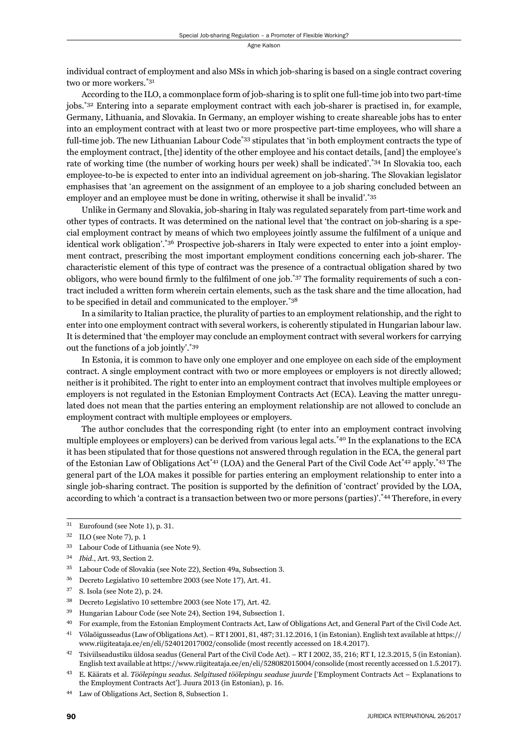individual contract of employment and also MSs in which job-sharing is based on a single contract covering two or more workers.[*31]

According to the ILO, a commonplace form of job-sharing is to split one full-time job into two part-time jobs.[*32] Entering into a separate employment contract with each job-sharer is practised in, for example, Germany, Lithuania, and Slovakia. In Germany, an employer wishing to create shareable jobs has to enter into an employment contract with at least two or more prospective part-time employees, who will share a full-time job. The new Lithuanian Labour Code[*33] stipulates that 'in both employment contracts the type of the employment contract, [the] identity of the other employee and his contact details, [and] the employee's rate of working time (the number of working hours per week) shall be indicated'.[*34] In Slovakia too, each employee-to-be is expected to enter into an individual agreement on job-sharing. The Slovakian legislator emphasises that 'an agreement on the assignment of an employee to a job sharing concluded between an employer and an employee must be done in writing, otherwise it shall be invalid'.[*35]

Unlike in Germany and Slovakia, job-sharing in Italy was regulated separately from part-time work and other types of contracts. It was determined on the national level that 'the contract on job-sharing is a special employment contract by means of which two employees jointly assume the fulfilment of a unique and identical work obligation'.[*36] Prospective job-sharers in Italy were expected to enter into a joint employment contract, prescribing the most important employment conditions concerning each job-sharer. The characteristic element of this type of contract was the presence of a contractual obligation shared by two obligors, who were bound firmly to the fulfilment of one job.[*37] The formality requirements of such a contract included a written form wherein certain elements, such as the task share and the time allocation, had to be specified in detail and communicated to the employer.[*38]

In a similarity to Italian practice, the plurality of parties to an employment relationship, and the right to enter into one employment contract with several workers, is coherently stipulated in Hungarian labour law. It is determined that 'the employer may conclude an employment contract with several workers for carrying out the functions of a job jointly'.[*39]

In Estonia, it is common to have only one employer and one employee on each side of the employment contract. A single employment contract with two or more employees or employers is not directly allowed; neither is it prohibited. The right to enter into an employment contract that involves multiple employees or employers is not regulated in the Estonian Employment Contracts Act (ECA). Leaving the matter unregulated does not mean that the parties entering an employment relationship are not allowed to conclude an employment contract with multiple employees or employers.

The author concludes that the corresponding right (to enter into an employment contract involving multiple employees or employers) can be derived from various legal acts.[*40] In the explanations to the ECA it has been stipulated that for those questions not answered through regulation in the ECA, the general part of the Estonian Law of Obligations Act[*41] (LOA) and the General Part of the Civil Code Act[*42] apply.[*43] The general part of the LOA makes it possible for parties entering an employment relationship to enter into a single job-sharing contract. The position is supported by the definition of 'contract' provided by the LOA, according to which 'a contract is a transaction between two or more persons (parties)'.[*44] Therefore, in every

---

[31] Eurofound (see Note 1), p. 31.

[32] ILO (see Note 7), p. 1

[33] Labour Code of Lithuania (see Note 9).

[34] *Ibid.*, Art. 93, Section 2.

[35] Labour Code of Slovakia (see Note 22), Section 49a, Subsection 3.

[36] Decreto Legislativo 10 settembre 2003 (see Note 17), Art. 41.

[37] S. Isola (see Note 2), p. 24.

[38] Decreto Legislativo 10 settembre 2003 (see Note 17), Art. 42.

[39] Hungarian Labour Code (see Note 24), Section 194, Subsection 1.

[40] For example, from the Estonian Employment Contracts Act, Law of Obligations Act, and General Part of the Civil Code Act.

[41] Võlaõigusseadus (Law of Obligations Act). – RT I 2001, 81, 487; 31.12.2016, 1 (in Estonian). English text available at https://www.riigiteataja.ee/en/eli/524012017002/consolide (most recently accessed on 18.4.2017).

[42] Tsiviilseadustiku üldosa seadus (General Part of the Civil Code Act). – RT I 2002, 35, 216; RT I, 12.3.2015, 5 (in Estonian). English text available at https://www.riigiteataja.ee/en/eli/528082015004/consolide (most recently accessed on 1.5.2017).

[43] E. Käärats et al. *Töölepingu seadus. Selgitused töölepingu seaduse juurde* ['Employment Contracts Act – Explanations to the Employment Contracts Act']. Juura 2013 (in Estonian), p. 16.

[44] Law of Obligations Act, Section 8, Subsection 1.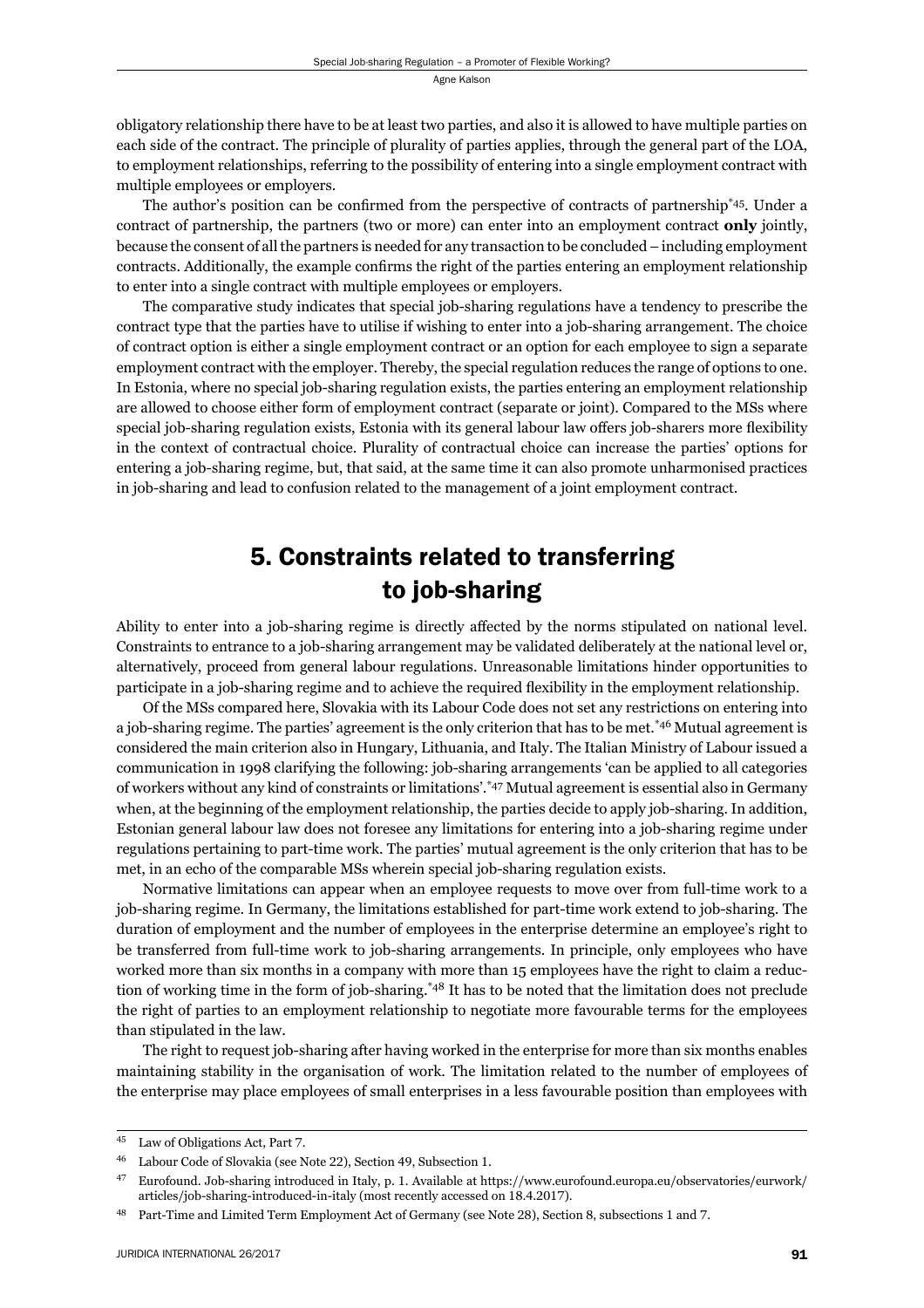obligatory relationship there have to be at least two parties, and also it is allowed to have multiple parties on each side of the contract. The principle of plurality of parties applies, through the general part of the LOA, to employment relationships, referring to the possibility of entering into a single employment contract with multiple employees or employers.

The author's position can be confirmed from the perspective of contracts of partnership[*45]. Under a contract of partnership, the partners (two or more) can enter into an employment contract **only** jointly, because the consent of all the partners is needed for any transaction to be concluded – including employment contracts. Additionally, the example confirms the right of the parties entering an employment relationship to enter into a single contract with multiple employees or employers.

The comparative study indicates that special job-sharing regulations have a tendency to prescribe the contract type that the parties have to utilise if wishing to enter into a job-sharing arrangement. The choice of contract option is either a single employment contract or an option for each employee to sign a separate employment contract with the employer. Thereby, the special regulation reduces the range of options to one. In Estonia, where no special job-sharing regulation exists, the parties entering an employment relationship are allowed to choose either form of employment contract (separate or joint). Compared to the MSs where special job-sharing regulation exists, Estonia with its general labour law offers job-sharers more flexibility in the context of contractual choice. Plurality of contractual choice can increase the parties' options for entering a job-sharing regime, but, that said, at the same time it can also promote unharmonised practices in job-sharing and lead to confusion related to the management of a joint employment contract.

## 5. Constraints related to transferring to job-sharing

Ability to enter into a job-sharing regime is directly affected by the norms stipulated on national level. Constraints to entrance to a job-sharing arrangement may be validated deliberately at the national level or, alternatively, proceed from general labour regulations. Unreasonable limitations hinder opportunities to participate in a job-sharing regime and to achieve the required flexibility in the employment relationship.

Of the MSs compared here, Slovakia with its Labour Code does not set any restrictions on entering into a job-sharing regime. The parties' agreement is the only criterion that has to be met.[*46] Mutual agreement is considered the main criterion also in Hungary, Lithuania, and Italy. The Italian Ministry of Labour issued a communication in 1998 clarifying the following: job-sharing arrangements 'can be applied to all categories of workers without any kind of constraints or limitations'.[*47] Mutual agreement is essential also in Germany when, at the beginning of the employment relationship, the parties decide to apply job-sharing. In addition, Estonian general labour law does not foresee any limitations for entering into a job-sharing regime under regulations pertaining to part-time work. The parties' mutual agreement is the only criterion that has to be met, in an echo of the comparable MSs wherein special job-sharing regulation exists.

Normative limitations can appear when an employee requests to move over from full-time work to a job-sharing regime. In Germany, the limitations established for part-time work extend to job-sharing. The duration of employment and the number of employees in the enterprise determine an employee's right to be transferred from full-time work to job-sharing arrangements. In principle, only employees who have worked more than six months in a company with more than 15 employees have the right to claim a reduction of working time in the form of job-sharing.[*48] It has to be noted that the limitation does not preclude the right of parties to an employment relationship to negotiate more favourable terms for the employees than stipulated in the law.

The right to request job-sharing after having worked in the enterprise for more than six months enables maintaining stability in the organisation of work. The limitation related to the number of employees of the enterprise may place employees of small enterprises in a less favourable position than employees with

---

45 Law of Obligations Act, Part 7.

46 Labour Code of Slovakia (see Note 22), Section 49, Subsection 1.

47 Eurofound. Job-sharing introduced in Italy, p. 1. Available at https://www.eurofound.europa.eu/observatories/eurwork/articles/job-sharing-introduced-in-italy (most recently accessed on 18.4.2017).

48 Part-Time and Limited Term Employment Act of Germany (see Note 28), Section 8, subsections 1 and 7.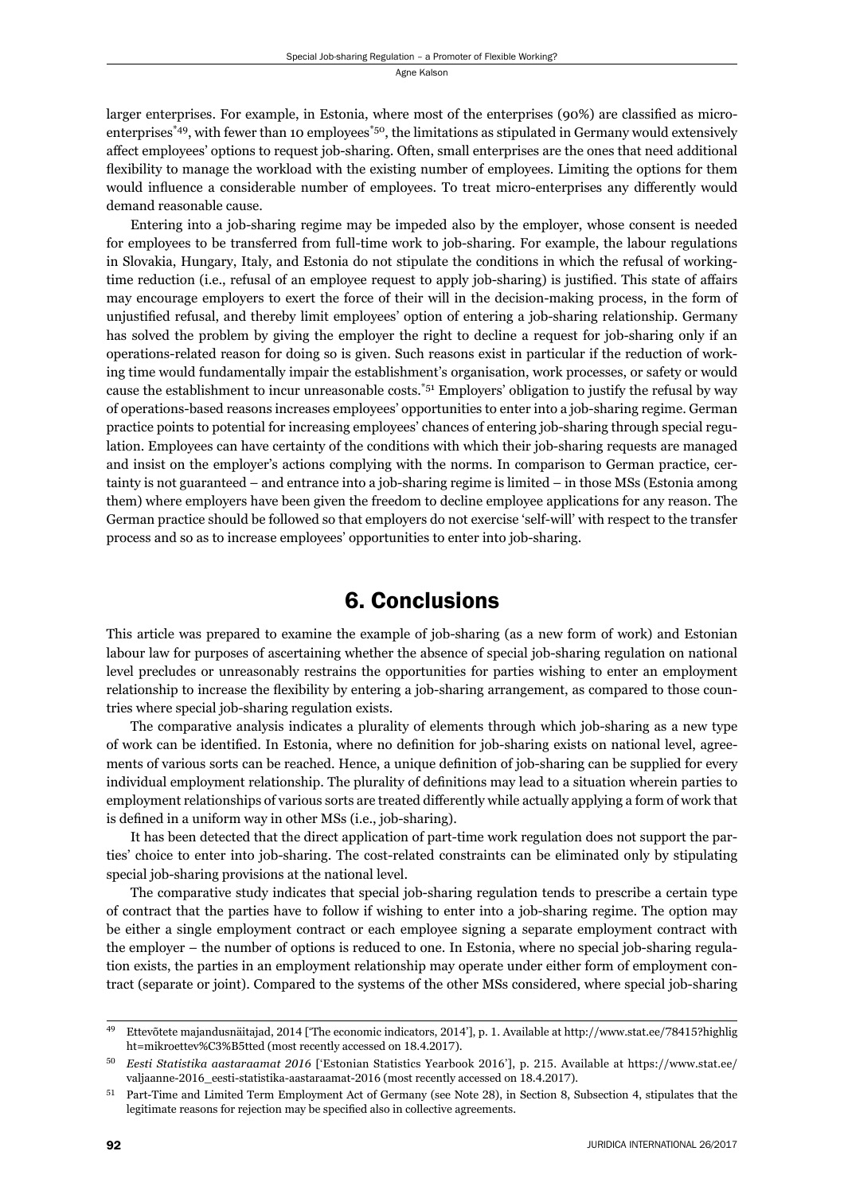larger enterprises. For example, in Estonia, where most of the enterprises (90%) are classified as micro-enterprises[*49], with fewer than 10 employees[*50], the limitations as stipulated in Germany would extensively affect employees' options to request job-sharing. Often, small enterprises are the ones that need additional flexibility to manage the workload with the existing number of employees. Limiting the options for them would influence a considerable number of employees. To treat micro-enterprises any differently would demand reasonable cause.

Entering into a job-sharing regime may be impeded also by the employer, whose consent is needed for employees to be transferred from full-time work to job-sharing. For example, the labour regulations in Slovakia, Hungary, Italy, and Estonia do not stipulate the conditions in which the refusal of working-time reduction (i.e., refusal of an employee request to apply job-sharing) is justified. This state of affairs may encourage employers to exert the force of their will in the decision-making process, in the form of unjustified refusal, and thereby limit employees' option of entering a job-sharing relationship. Germany has solved the problem by giving the employer the right to decline a request for job-sharing only if an operations-related reason for doing so is given. Such reasons exist in particular if the reduction of working time would fundamentally impair the establishment's organisation, work processes, or safety or would cause the establishment to incur unreasonable costs.[*51] Employers' obligation to justify the refusal by way of operations-based reasons increases employees' opportunities to enter into a job-sharing regime. German practice points to potential for increasing employees' chances of entering job-sharing through special regulation. Employees can have certainty of the conditions with which their job-sharing requests are managed and insist on the employer's actions complying with the norms. In comparison to German practice, certainty is not guaranteed – and entrance into a job-sharing regime is limited – in those MSs (Estonia among them) where employers have been given the freedom to decline employee applications for any reason. The German practice should be followed so that employers do not exercise 'self-will' with respect to the transfer process and so as to increase employees' opportunities to enter into job-sharing.

## 6. Conclusions

This article was prepared to examine the example of job-sharing (as a new form of work) and Estonian labour law for purposes of ascertaining whether the absence of special job-sharing regulation on national level precludes or unreasonably restrains the opportunities for parties wishing to enter an employment relationship to increase the flexibility by entering a job-sharing arrangement, as compared to those countries where special job-sharing regulation exists.

The comparative analysis indicates a plurality of elements through which job-sharing as a new type of work can be identified. In Estonia, where no definition for job-sharing exists on national level, agreements of various sorts can be reached. Hence, a unique definition of job-sharing can be supplied for every individual employment relationship. The plurality of definitions may lead to a situation wherein parties to employment relationships of various sorts are treated differently while actually applying a form of work that is defined in a uniform way in other MSs (i.e., job-sharing).

It has been detected that the direct application of part-time work regulation does not support the parties' choice to enter into job-sharing. The cost-related constraints can be eliminated only by stipulating special job-sharing provisions at the national level.

The comparative study indicates that special job-sharing regulation tends to prescribe a certain type of contract that the parties have to follow if wishing to enter into a job-sharing regime. The option may be either a single employment contract or each employee signing a separate employment contract with the employer – the number of options is reduced to one. In Estonia, where no special job-sharing regulation exists, the parties in an employment relationship may operate under either form of employment contract (separate or joint). Compared to the systems of the other MSs considered, where special job-sharing

---

[49] Ettevõtete majandusnäitajad, 2014 ['The economic indicators, 2014'], p. 1. Available at http://www.stat.ee/78415?highlight=mikroettev%C3%B5tted (most recently accessed on 18.4.2017).

[50] *Eesti Statistika aastaraamat 2016* ['Estonian Statistics Yearbook 2016'], p. 215. Available at https://www.stat.ee/valjaanne-2016_eesti-statistika-aastaraamat-2016 (most recently accessed on 18.4.2017).

[51] Part-Time and Limited Term Employment Act of Germany (see Note 28), in Section 8, Subsection 4, stipulates that the legitimate reasons for rejection may be specified also in collective agreements.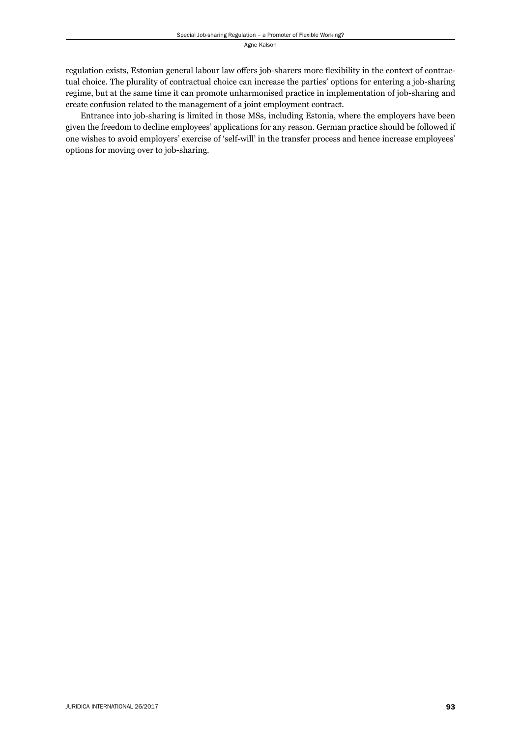regulation exists, Estonian general labour law offers job-sharers more flexibility in the context of contractual choice. The plurality of contractual choice can increase the parties' options for entering a job-sharing regime, but at the same time it can promote unharmonised practice in implementation of job-sharing and create confusion related to the management of a joint employment contract.

Entrance into job-sharing is limited in those MSs, including Estonia, where the employers have been given the freedom to decline employees' applications for any reason. German practice should be followed if one wishes to avoid employers' exercise of 'self-will' in the transfer process and hence increase employees' options for moving over to job-sharing.